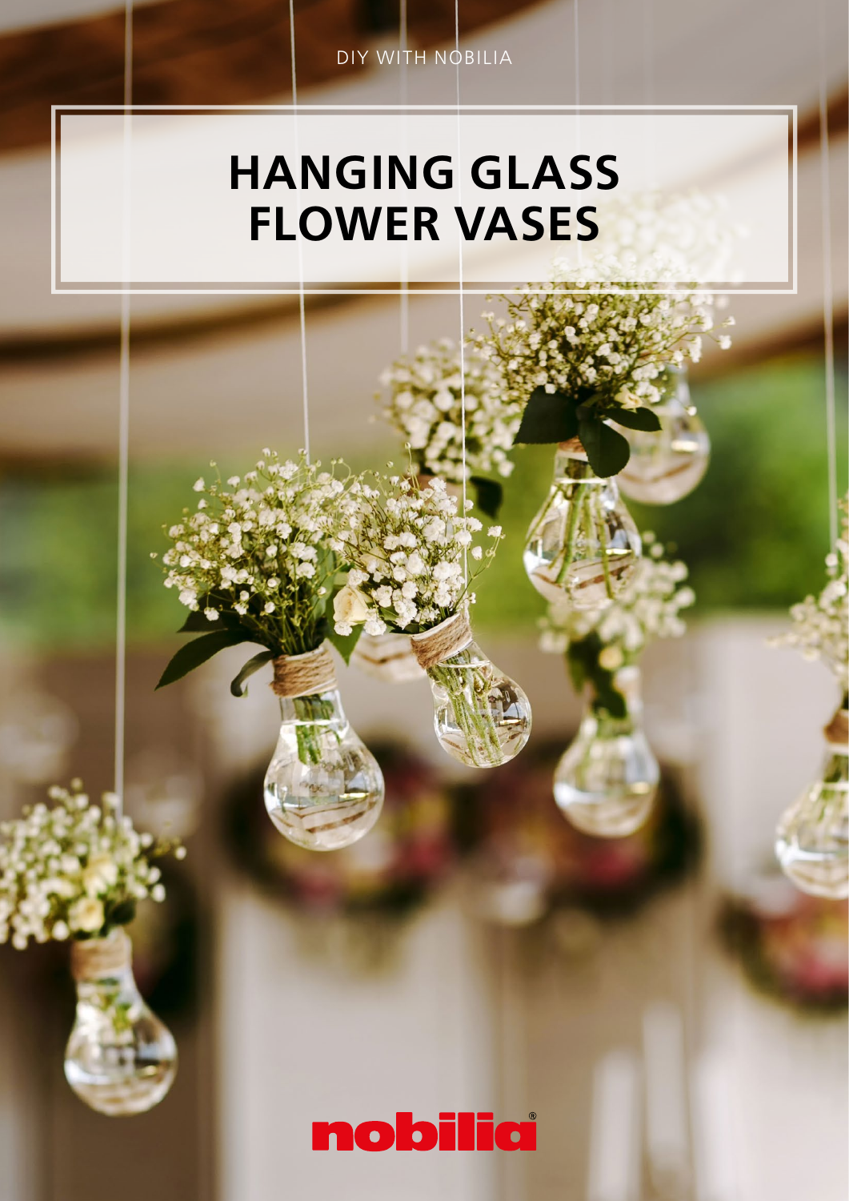DIY WITH NOBILIA

# HANGING GLASS FLOWER VASES

nobilia®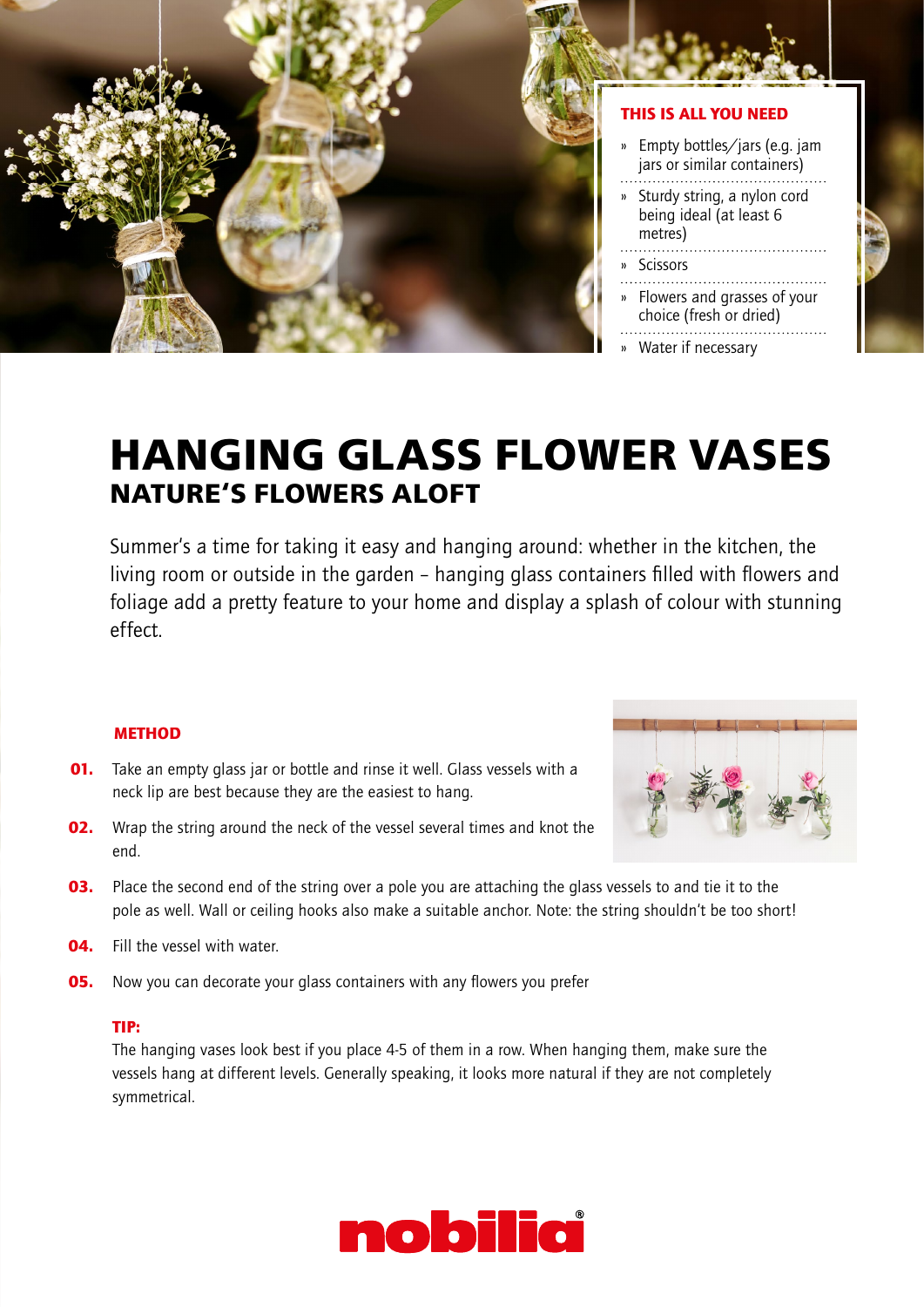## THIS IS ALL YOU NEED

- Empty bottles/jars (e.g. jam jars or similar containers)
- Sturdy string, a nylon cord being ideal (at least 6 metres)
- Scissors
- Flowers and grasses of your choice (fresh or dried)
- Water if necessary

# HANGING GLASS FLOWER VASES

## NATURE'S FLOWERS ALOFT

Summer's a time for taking it easy and hanging around: whether in the kitchen, the living room or outside in the garden – hanging glass containers filled with flowers and foliage add a pretty feature to your home and display a splash of colour with stunning effect.

### METHOD

**01.** Take an empty glass jar or bottle and rinse it well. Glass vessels with a neck lip are best because they are the easiest to hang.

**02.** Wrap the string around the neck of the vessel several times and knot the end.

**03.** Place the second end of the string over a pole you are attaching the glass vessels to and tie it to the pole as well. Wall or ceiling hooks also make a suitable anchor. Note: the string shouldn't be too short!

**04.** Fill the vessel with water.

**05.** Now you can decorate your glass containers with any flowers you prefer

**TIP:**
The hanging vases look best if you place 4-5 of them in a row. When hanging them, make sure the vessels hang at different levels. Generally speaking, it looks more natural if they are not completely symmetrical.

nobilia®